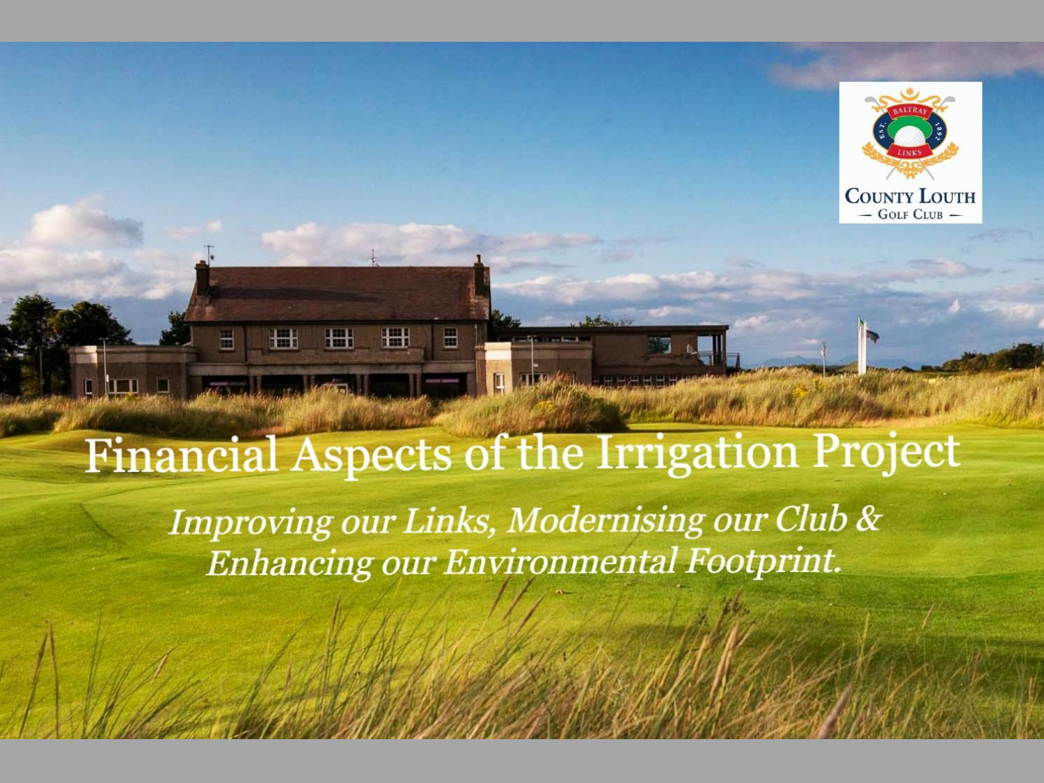# Financial Aspects of the Irrigation Project

*Improving our Links, Modernising our Club & Enhancing our Environmental Footprint.*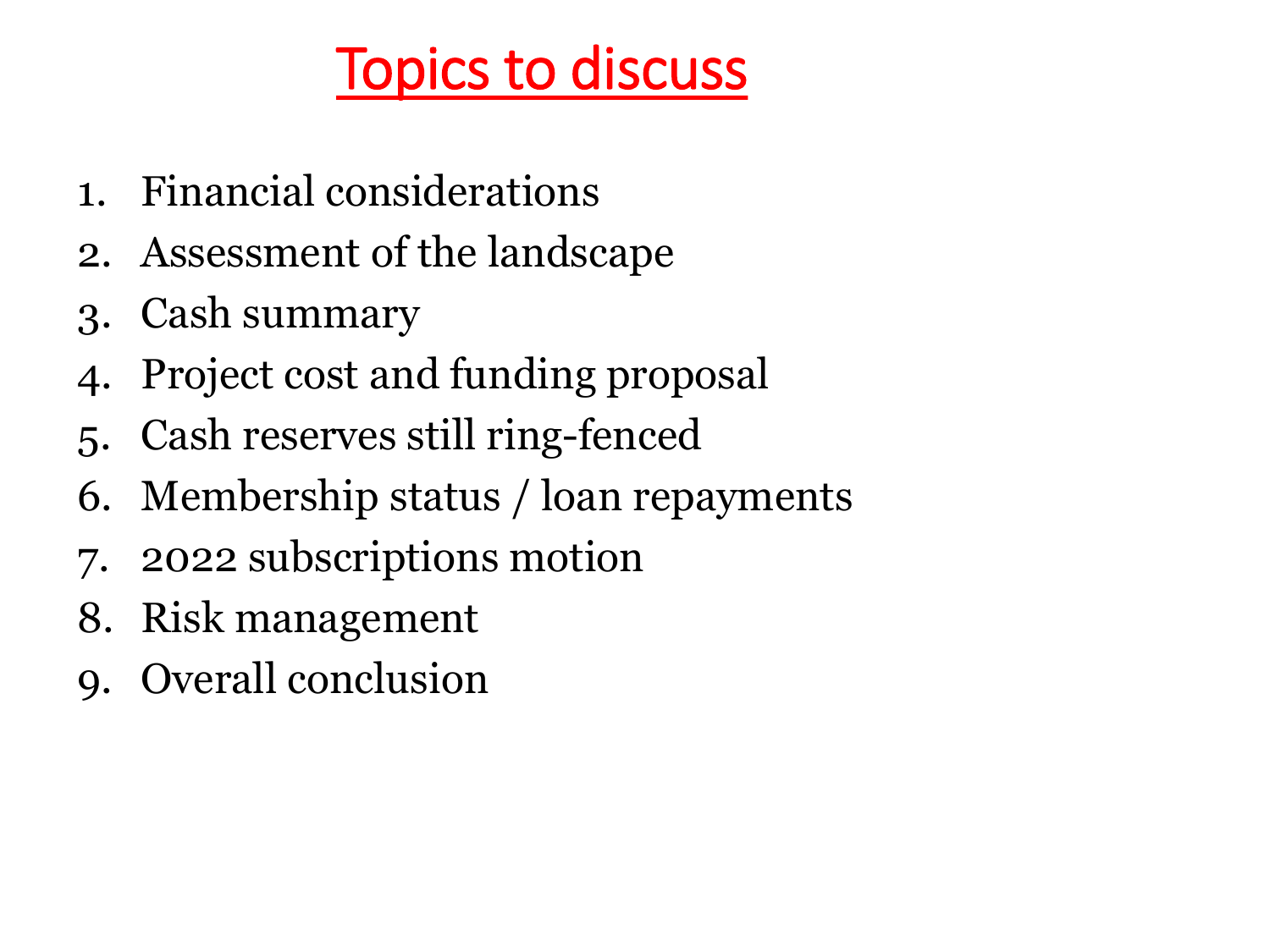# Topics to discuss

1. Financial considerations
2. Assessment of the landscape
3. Cash summary
4. Project cost and funding proposal
5. Cash reserves still ring-fenced
6. Membership status / loan repayments
7. 2022 subscriptions motion
8. Risk management
9. Overall conclusion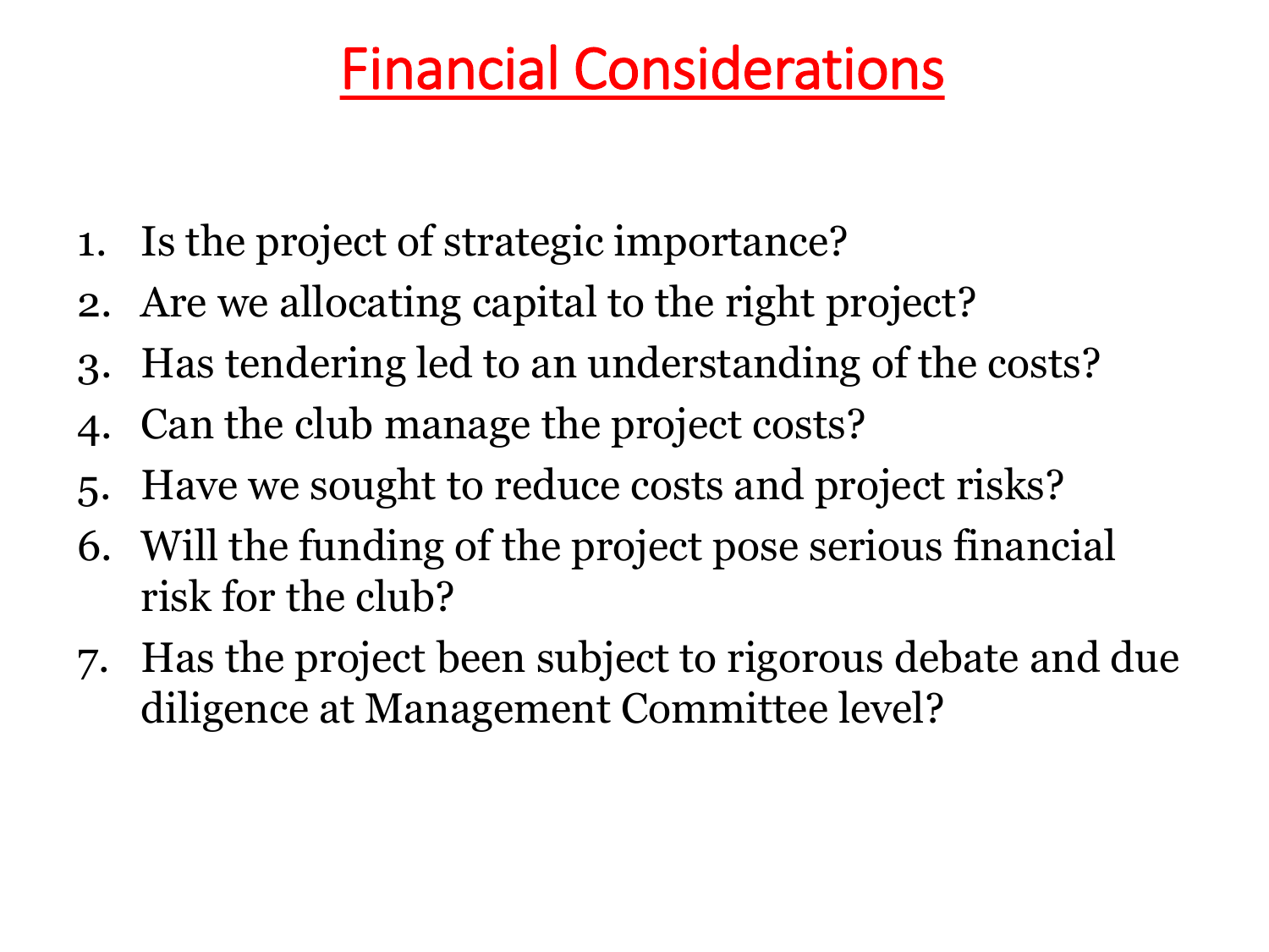# Financial Considerations

1. Is the project of strategic importance?
2. Are we allocating capital to the right project?
3. Has tendering led to an understanding of the costs?
4. Can the club manage the project costs?
5. Have we sought to reduce costs and project risks?
6. Will the funding of the project pose serious financial risk for the club?
7. Has the project been subject to rigorous debate and due diligence at Management Committee level?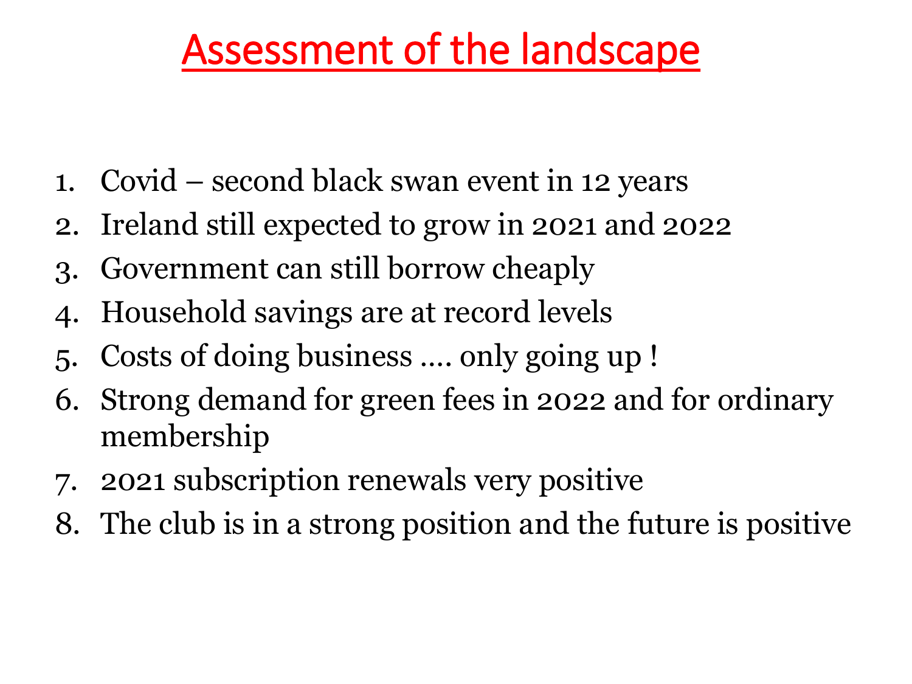# Assessment of the landscape

1. Covid – second black swan event in 12 years
2. Ireland still expected to grow in 2021 and 2022
3. Government can still borrow cheaply
4. Household savings are at record levels
5. Costs of doing business …. only going up !
6. Strong demand for green fees in 2022 and for ordinary membership
7. 2021 subscription renewals very positive
8. The club is in a strong position and the future is positive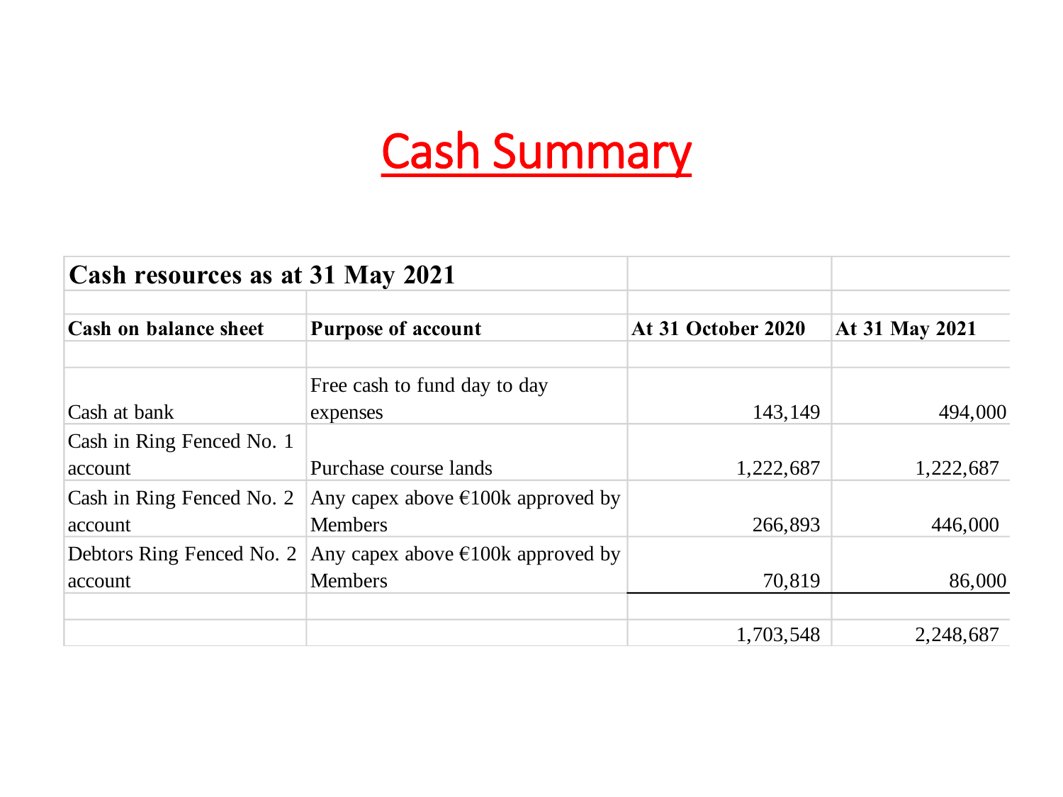# Cash Summary

| **Cash resources as at 31 May 2021** | | | |
|---|---|---|---|
| **Cash on balance sheet** | **Purpose of account** | **At 31 October 2020** | **At 31 May 2021** |
| Cash at bank | Free cash to fund day to day expenses | 143,149 | 494,000 |
| Cash in Ring Fenced No. 1 account | Purchase course lands | 1,222,687 | 1,222,687 |
| Cash in Ring Fenced No. 2 account | Any capex above €100k approved by Members | 266,893 | 446,000 |
| Debtors Ring Fenced No. 2 account | Any capex above €100k approved by Members | 70,819 | 86,000 |
| | | 1,703,548 | 2,248,687 |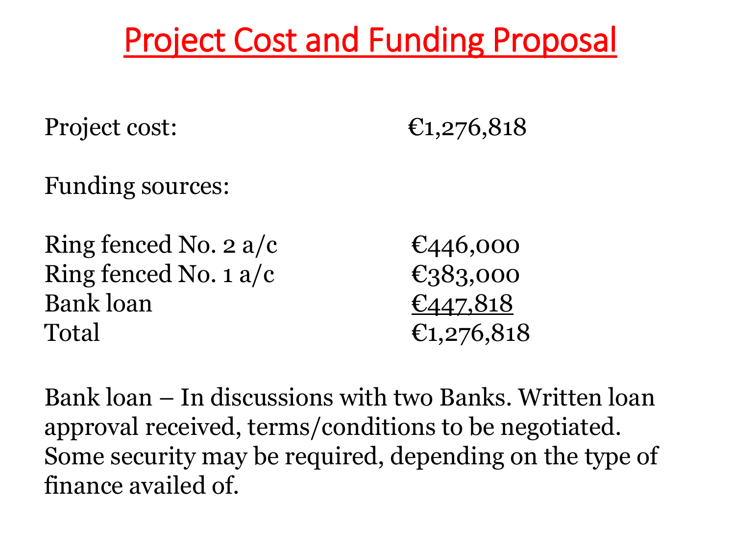# Project Cost and Funding Proposal

| | |
|---|---|
| Project cost: | €1,276,818 |

Funding sources:

| | |
|---|---|
| Ring fenced No. 2 a/c | €446,000 |
| Ring fenced No. 1 a/c | €383,000 |
| Bank loan | €447,818 |
| Total | €1,276,818 |

Bank loan – In discussions with two Banks. Written loan approval received, terms/conditions to be negotiated. Some security may be required, depending on the type of finance availed of.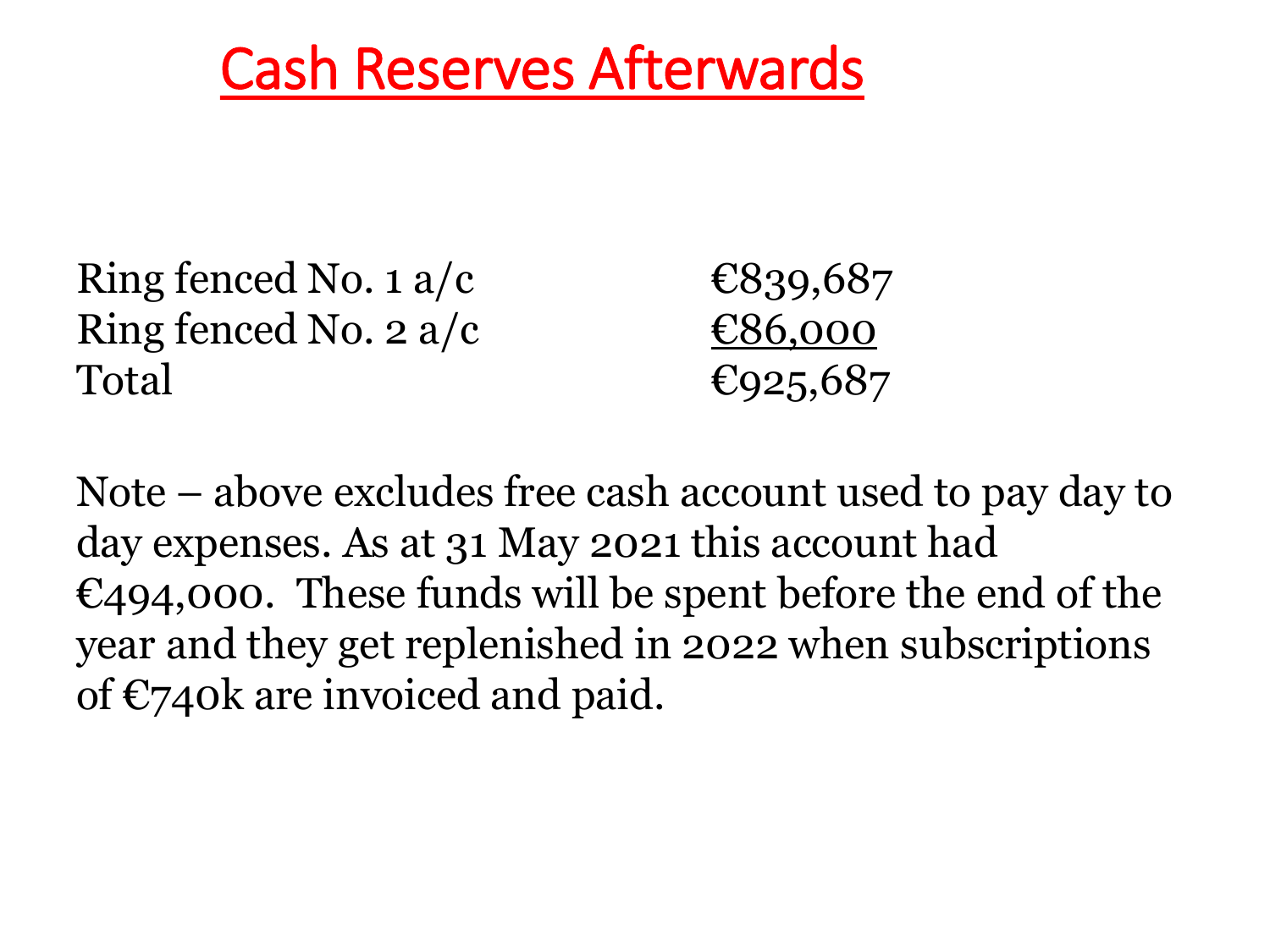# Cash Reserves Afterwards

| | |
|---|---|
| Ring fenced No. 1 a/c | €839,687 |
| Ring fenced No. 2 a/c | €86,000 |
| Total | €925,687 |

Note – above excludes free cash account used to pay day to day expenses. As at 31 May 2021 this account had €494,000. These funds will be spent before the end of the year and they get replenished in 2022 when subscriptions of €740k are invoiced and paid.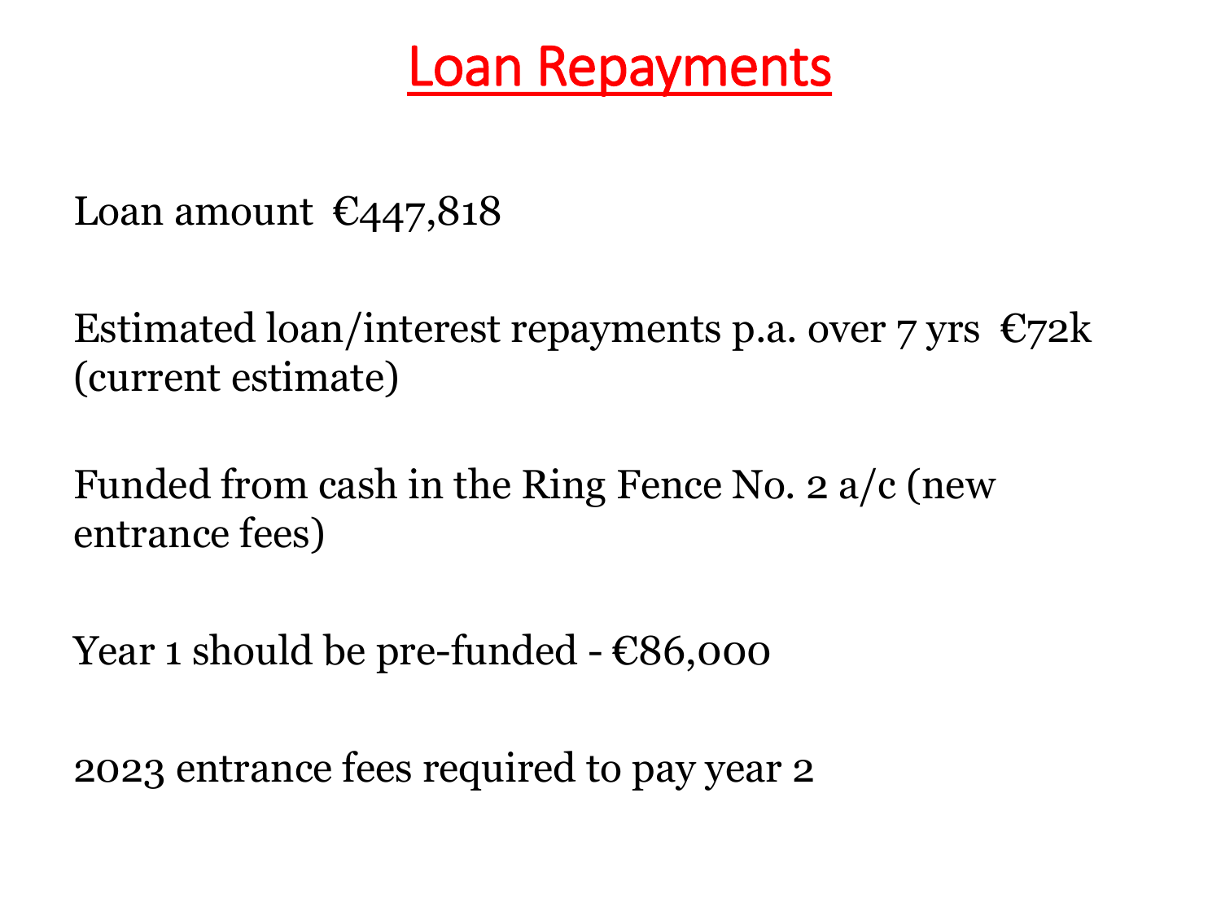# Loan Repayments

Loan amount €447,818

Estimated loan/interest repayments p.a. over 7 yrs €72k (current estimate)

Funded from cash in the Ring Fence No. 2 a/c (new entrance fees)

Year 1 should be pre-funded - €86,000

2023 entrance fees required to pay year 2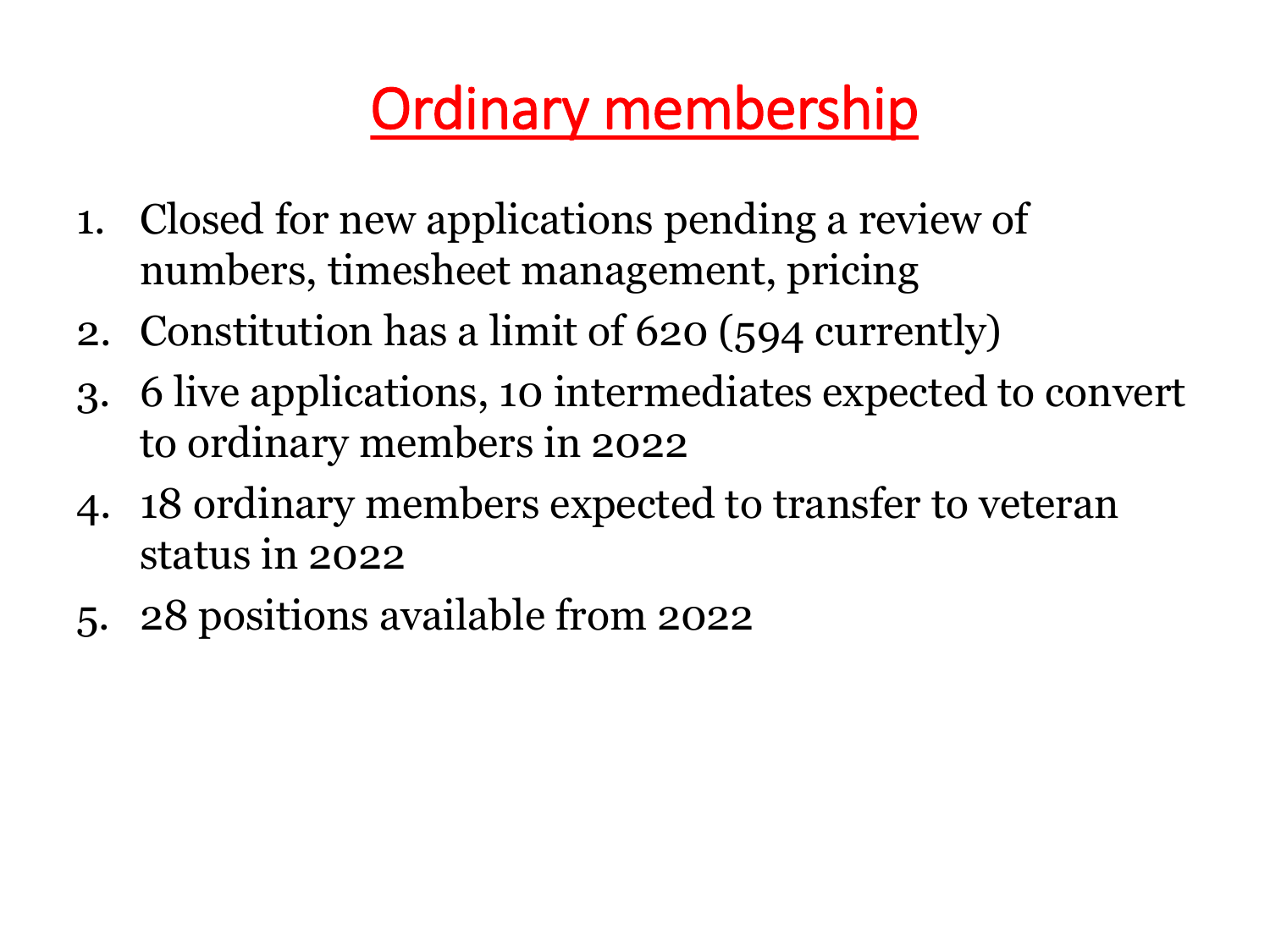# Ordinary membership

1. Closed for new applications pending a review of numbers, timesheet management, pricing
2. Constitution has a limit of 620 (594 currently)
3. 6 live applications, 10 intermediates expected to convert to ordinary members in 2022
4. 18 ordinary members expected to transfer to veteran status in 2022
5. 28 positions available from 2022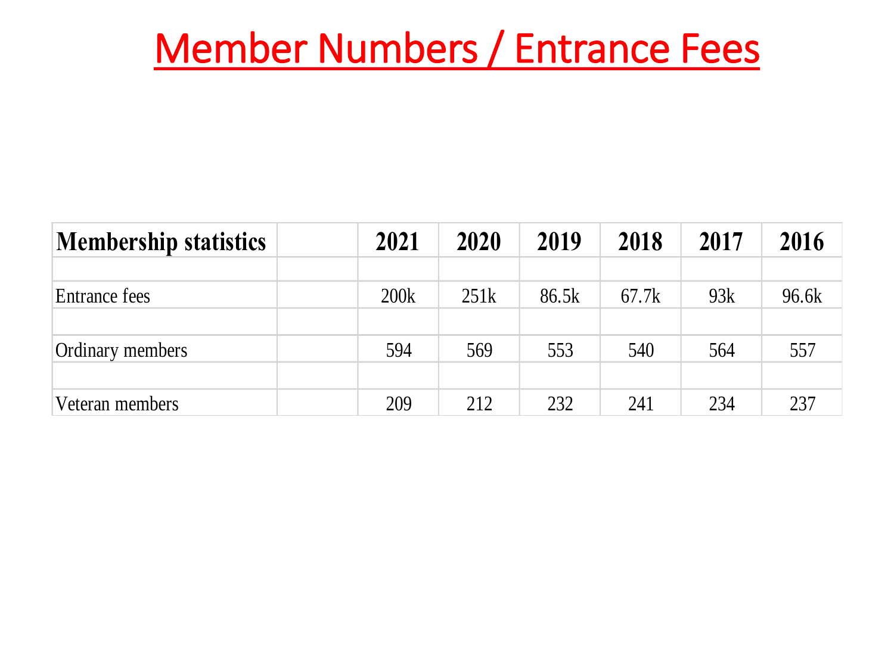# Member Numbers / Entrance Fees

| Membership statistics | | 2021 | 2020 | 2019 | 2018 | 2017 | 2016 |
|---|---|---|---|---|---|---|---|
| | | | | | | | |
| Entrance fees | | 200k | 251k | 86.5k | 67.7k | 93k | 96.6k |
| | | | | | | | |
| Ordinary members | | 594 | 569 | 553 | 540 | 564 | 557 |
| | | | | | | | |
| Veteran members | | 209 | 212 | 232 | 241 | 234 | 237 |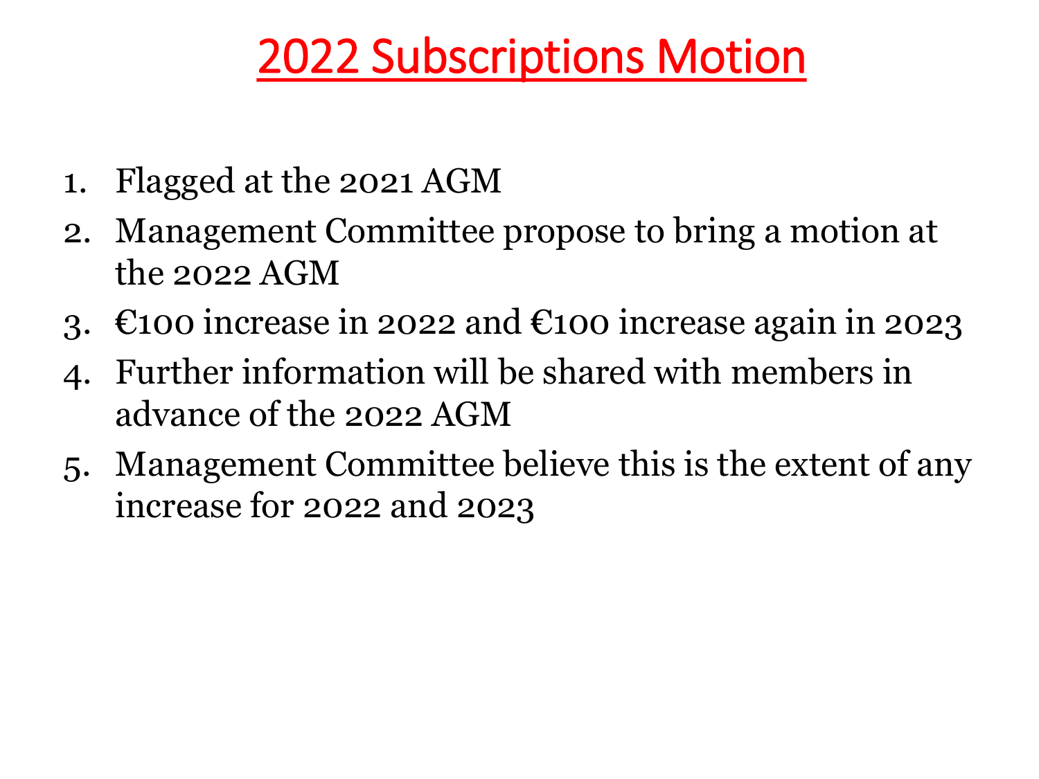# 2022 Subscriptions Motion

1. Flagged at the 2021 AGM
2. Management Committee propose to bring a motion at the 2022 AGM
3. €100 increase in 2022 and €100 increase again in 2023
4. Further information will be shared with members in advance of the 2022 AGM
5. Management Committee believe this is the extent of any increase for 2022 and 2023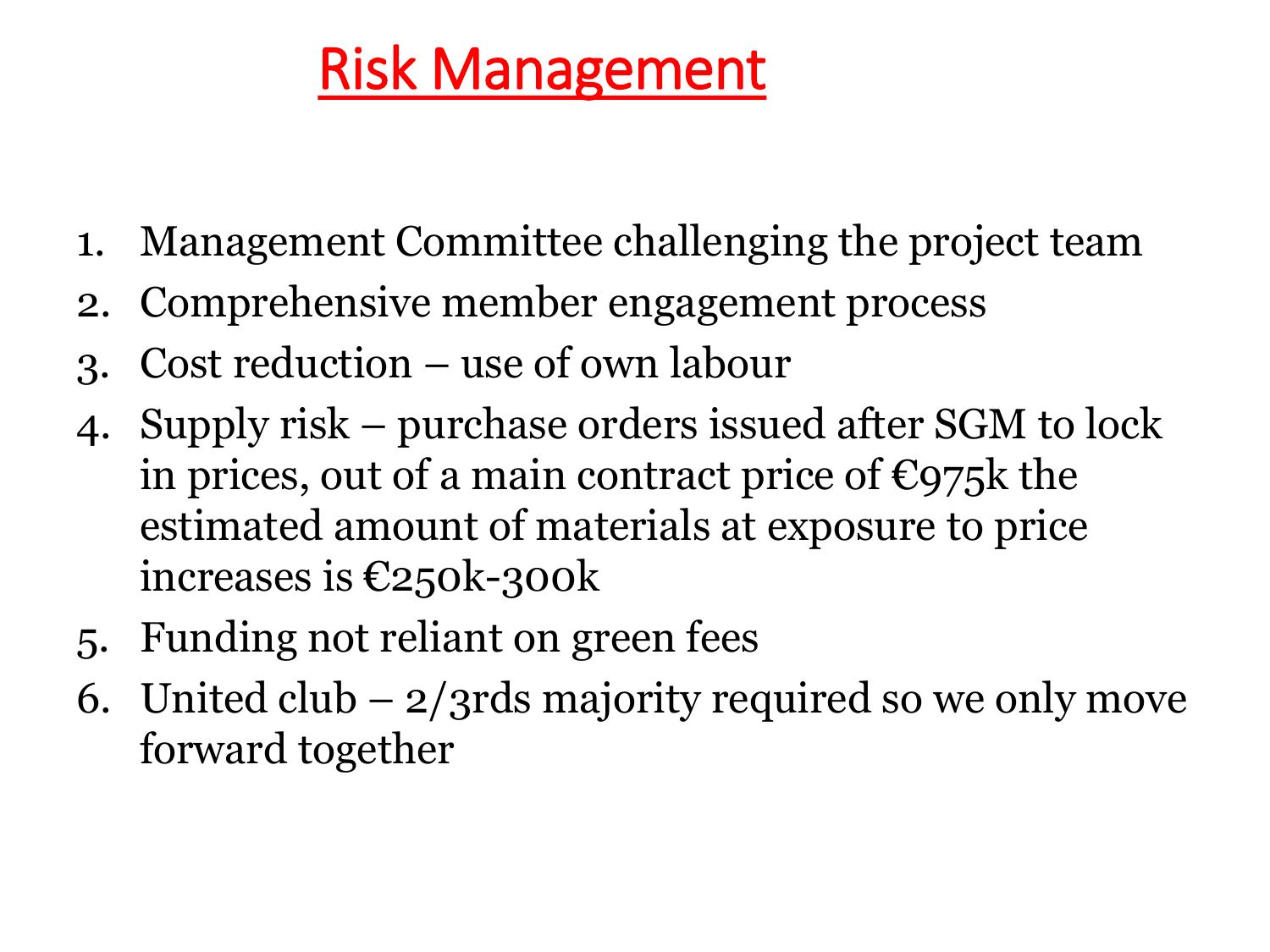# Risk Management

1. Management Committee challenging the project team
2. Comprehensive member engagement process
3. Cost reduction – use of own labour
4. Supply risk – purchase orders issued after SGM to lock in prices, out of a main contract price of €975k the estimated amount of materials at exposure to price increases is €250k-300k
5. Funding not reliant on green fees
6. United club – 2/3rds majority required so we only move forward together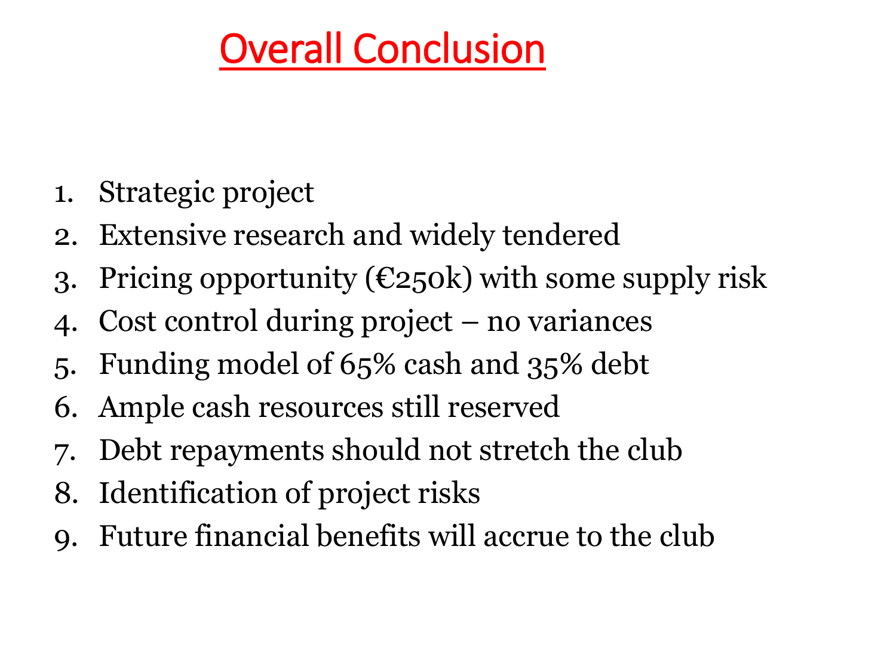# Overall Conclusion

1. Strategic project
2. Extensive research and widely tendered
3. Pricing opportunity (€250k) with some supply risk
4. Cost control during project – no variances
5. Funding model of 65% cash and 35% debt
6. Ample cash resources still reserved
7. Debt repayments should not stretch the club
8. Identification of project risks
9. Future financial benefits will accrue to the club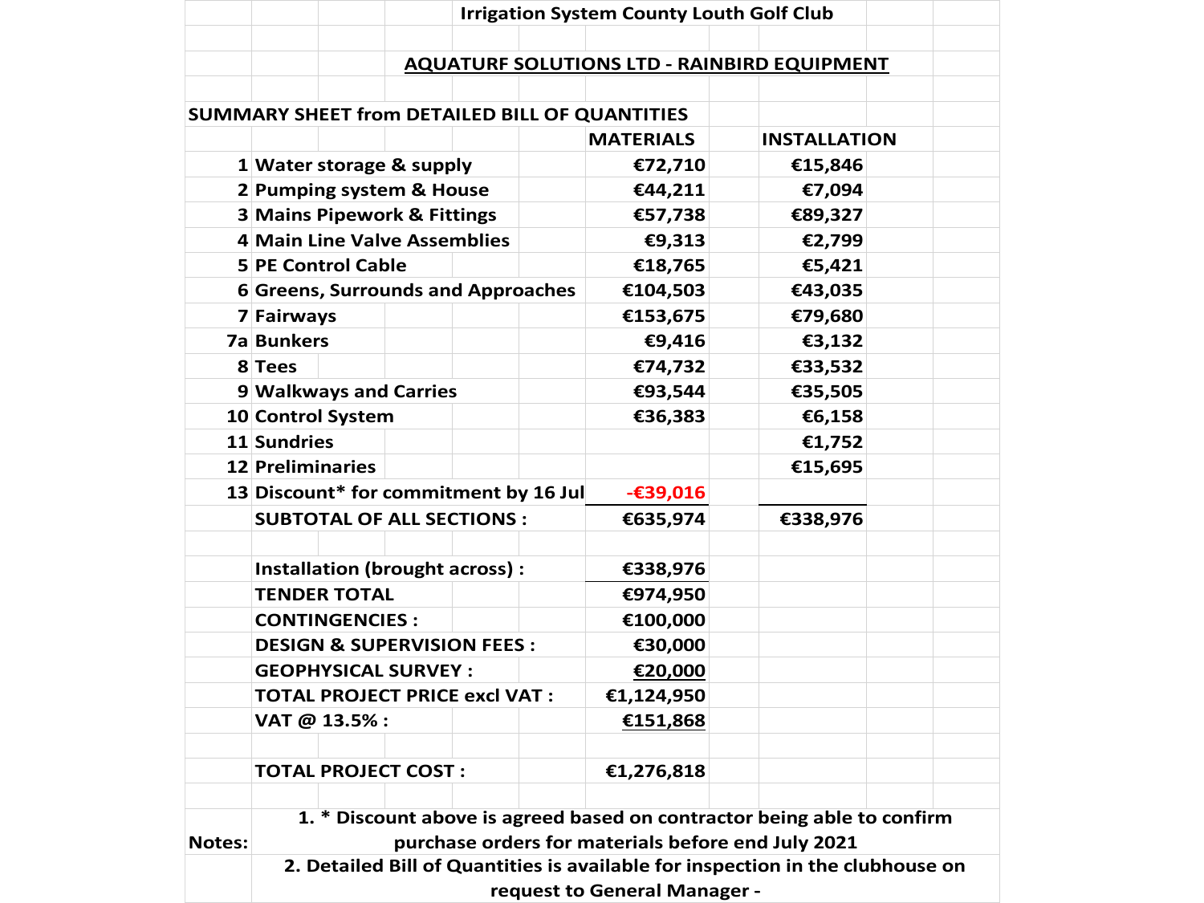# Irrigation System County Louth Golf Club

## AQUATURF SOLUTIONS LTD - RAINBIRD EQUIPMENT

**SUMMARY SHEET from DETAILED BILL OF QUANTITIES**

| | | MATERIALS | INSTALLATION |
|---|---|---|---|
| 1 | Water storage & supply | €72,710 | €15,846 |
| 2 | Pumping system & House | €44,211 | €7,094 |
| 3 | Mains Pipework & Fittings | €57,738 | €89,327 |
| 4 | Main Line Valve Assemblies | €9,313 | €2,799 |
| 5 | PE Control Cable | €18,765 | €5,421 |
| 6 | Greens, Surrounds and Approaches | €104,503 | €43,035 |
| 7 | Fairways | €153,675 | €79,680 |
| 7a | Bunkers | €9,416 | €3,132 |
| 8 | Tees | €74,732 | €33,532 |
| 9 | Walkways and Carries | €93,544 | €35,505 |
| 10 | Control System | €36,383 | €6,158 |
| 11 | Sundries | | €1,752 |
| 12 | Preliminaries | | €15,695 |
| 13 | Discount* for commitment by 16 Jul | -€39,016 | |
| | **SUBTOTAL OF ALL SECTIONS :** | €635,974 | €338,976 |
| | | | |
| | **Installation (brought across) :** | €338,976 | |
| | **TENDER TOTAL** | €974,950 | |
| | **CONTINGENCIES :** | €100,000 | |
| | **DESIGN & SUPERVISION FEES :** | €30,000 | |
| | **GEOPHYSICAL SURVEY :** | €20,000 | |
| | **TOTAL PROJECT PRICE excl VAT :** | €1,124,950 | |
| | **VAT @ 13.5% :** | €151,868 | |
| | | | |
| | **TOTAL PROJECT COST :** | €1,276,818 | |

**Notes:**

1. \* Discount above is agreed based on contractor being able to confirm purchase orders for materials before end July 2021
2. Detailed Bill of Quantities is available for inspection in the clubhouse on request to General Manager -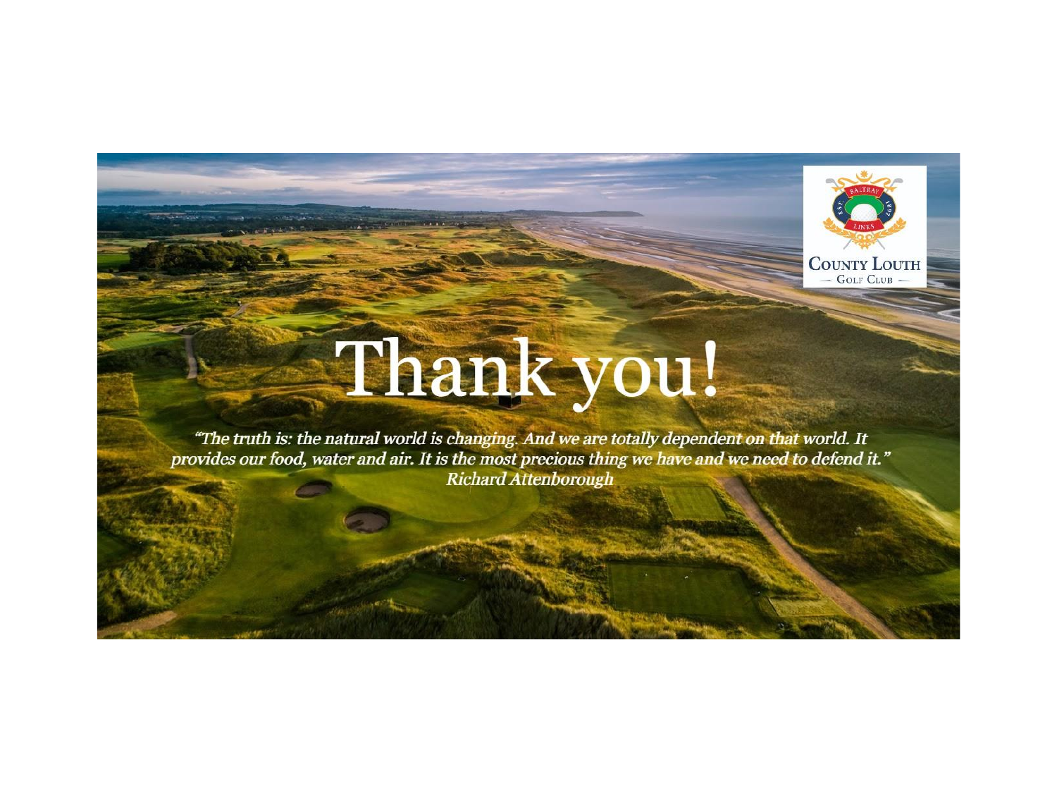# Thank you!

*"The truth is: the natural world is changing. And we are totally dependent on that world. It provides our food, water and air. It is the most precious thing we have and we need to defend it."*
*Richard Attenborough*

BALTRAY EST. 1892 LINKS

COUNTY LOUTH
— GOLF CLUB —